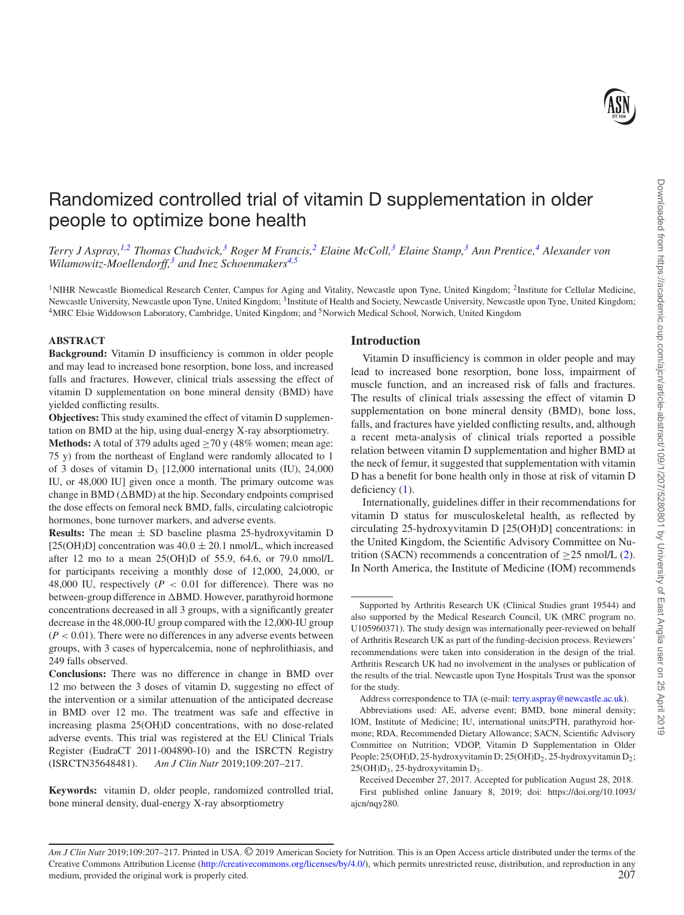# Randomized controlled trial of vitamin D supplementation in older people to optimize bone health

*Terry J Aspray,[1,2] Thomas Chadwick,[3] Roger M Francis,[2] Elaine McColl,[3] Elaine Stamp,[3] Ann Prentice,[4] Alexander von Wilamowitz-Moellendorff,[3] and Inez Schoenmakers[4,5]*

[1]NIHR Newcastle Biomedical Research Center, Campus for Aging and Vitality, Newcastle upon Tyne, United Kingdom; [2]Institute for Cellular Medicine, Newcastle University, Newcastle upon Tyne, United Kingdom; [3]Institute of Health and Society, Newcastle University, Newcastle upon Tyne, United Kingdom; [4]MRC Elsie Widdowson Laboratory, Cambridge, United Kingdom; and [5]Norwich Medical School, Norwich, United Kingdom

## ABSTRACT

**Background:** Vitamin D insufficiency is common in older people and may lead to increased bone resorption, bone loss, and increased falls and fractures. However, clinical trials assessing the effect of vitamin D supplementation on bone mineral density (BMD) have yielded conflicting results.

**Objectives:** This study examined the effect of vitamin D supplementation on BMD at the hip, using dual-energy X-ray absorptiometry.

**Methods:** A total of 379 adults aged ≥70 y (48% women; mean age: 75 y) from the northeast of England were randomly allocated to 1 of 3 doses of vitamin $D_3$ [12,000 international units (IU), 24,000 IU, or 48,000 IU] given once a month. The primary outcome was change in BMD (ΔBMD) at the hip. Secondary endpoints comprised the dose effects on femoral neck BMD, falls, circulating calciotropic hormones, bone turnover markers, and adverse events.

**Results:** The mean ± SD baseline plasma 25-hydroxyvitamin D [25(OH)D] concentration was 40.0 ± 20.1 nmol/L, which increased after 12 mo to a mean 25(OH)D of 55.9, 64.6, or 79.0 nmol/L for participants receiving a monthly dose of 12,000, 24,000, or 48,000 IU, respectively ($P < 0.01$ for difference). There was no between-group difference in ΔBMD. However, parathyroid hormone concentrations decreased in all 3 groups, with a significantly greater decrease in the 48,000-IU group compared with the 12,000-IU group ($P < 0.01$). There were no differences in any adverse events between groups, with 3 cases of hypercalcemia, none of nephrolithiasis, and 249 falls observed.

**Conclusions:** There was no difference in change in BMD over 12 mo between the 3 doses of vitamin D, suggesting no effect of the intervention or a similar attenuation of the anticipated decrease in BMD over 12 mo. The treatment was safe and effective in increasing plasma 25(OH)D concentrations, with no dose-related adverse events. This trial was registered at the EU Clinical Trials Register (EudraCT 2011-004890-10) and the ISRCTN Registry (ISRCTN35648481). *Am J Clin Nutr* 2019;109:207–217.

**Keywords:** vitamin D, older people, randomized controlled trial, bone mineral density, dual-energy X-ray absorptiometry

## Introduction

Vitamin D insufficiency is common in older people and may lead to increased bone resorption, bone loss, impairment of muscle function, and an increased risk of falls and fractures. The results of clinical trials assessing the effect of vitamin D supplementation on bone mineral density (BMD), bone loss, falls, and fractures have yielded conflicting results, and, although a recent meta-analysis of clinical trials reported a possible relation between vitamin D supplementation and higher BMD at the neck of femur, it suggested that supplementation with vitamin D has a benefit for bone health only in those at risk of vitamin D deficiency (1).

Internationally, guidelines differ in their recommendations for vitamin D status for musculoskeletal health, as reflected by circulating 25-hydroxyvitamin D [25(OH)D] concentrations: in the United Kingdom, the Scientific Advisory Committee on Nutrition (SACN) recommends a concentration of ≥25 nmol/L (2). In North America, the Institute of Medicine (IOM) recommends

---

Supported by Arthritis Research UK (Clinical Studies grant 19544) and also supported by the Medical Research Council, UK (MRC program no. U105960371). The study design was internationally peer-reviewed on behalf of Arthritis Research UK as part of the funding-decision process. Reviewers' recommendations were taken into consideration in the design of the trial. Arthritis Research UK had no involvement in the analyses or publication of the results of the trial. Newcastle upon Tyne Hospitals Trust was the sponsor for the study.

Address correspondence to TJA (e-mail: terry.aspray@newcastle.ac.uk).

Abbreviations used: AE, adverse event; BMD, bone mineral density; IOM, Institute of Medicine; IU, international units;PTH, parathyroid hormone; RDA, Recommended Dietary Allowance; SACN, Scientific Advisory Committee on Nutrition; VDOP, Vitamin D Supplementation in Older People; 25(OH)D, 25-hydroxyvitamin D; 25(OH)$D_2$, 25-hydroxyvitamin $D_2$; 25(OH)$D_3$, 25-hydroxyvitamin $D_3$.

Received December 27, 2017. Accepted for publication August 28, 2018.

First published online January 8, 2019; doi: https://doi.org/10.1093/ajcn/nqy280.

*Am J Clin Nutr* 2019;109:207–217. Printed in USA. © 2019 American Society for Nutrition. This is an Open Access article distributed under the terms of the Creative Commons Attribution License (http://creativecommons.org/licenses/by/4.0/), which permits unrestricted reuse, distribution, and reproduction in any medium, provided the original work is properly cited.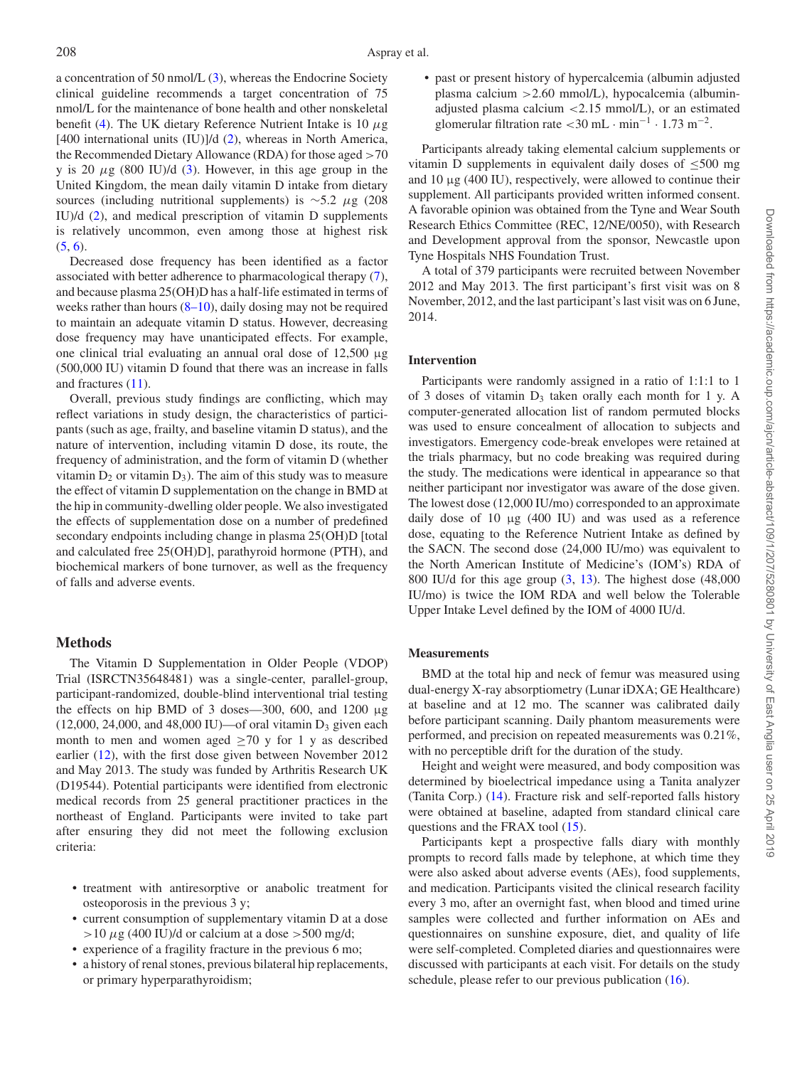a concentration of 50 nmol/L (3), whereas the Endocrine Society clinical guideline recommends a target concentration of 75 nmol/L for the maintenance of bone health and other nonskeletal benefit (4). The UK dietary Reference Nutrient Intake is 10 $\mu$g [400 international units (IU)]/d (2), whereas in North America, the Recommended Dietary Allowance (RDA) for those aged >70 y is 20 $\mu$g (800 IU)/d (3). However, in this age group in the United Kingdom, the mean daily vitamin D intake from dietary sources (including nutritional supplements) is ~5.2 $\mu$g (208 IU)/d (2), and medical prescription of vitamin D supplements is relatively uncommon, even among those at highest risk (5, 6).

Decreased dose frequency has been identified as a factor associated with better adherence to pharmacological therapy (7), and because plasma 25(OH)D has a half-life estimated in terms of weeks rather than hours (8–10), daily dosing may not be required to maintain an adequate vitamin D status. However, decreasing dose frequency may have unanticipated effects. For example, one clinical trial evaluating an annual oral dose of 12,500 μg (500,000 IU) vitamin D found that there was an increase in falls and fractures (11).

Overall, previous study findings are conflicting, which may reflect variations in study design, the characteristics of participants (such as age, frailty, and baseline vitamin D status), and the nature of intervention, including vitamin D dose, its route, the frequency of administration, and the form of vitamin D (whether vitamin $D_2$ or vitamin $D_3$). The aim of this study was to measure the effect of vitamin D supplementation on the change in BMD at the hip in community-dwelling older people. We also investigated the effects of supplementation dose on a number of predefined secondary endpoints including change in plasma 25(OH)D [total and calculated free 25(OH)D], parathyroid hormone (PTH), and biochemical markers of bone turnover, as well as the frequency of falls and adverse events.

## Methods

The Vitamin D Supplementation in Older People (VDOP) Trial (ISRCTN35648481) was a single-center, parallel-group, participant-randomized, double-blind interventional trial testing the effects on hip BMD of 3 doses—300, 600, and 1200 $\mu$g (12,000, 24,000, and 48,000 IU)—of oral vitamin $D_3$ given each month to men and women aged ≥70 y for 1 y as described earlier (12), with the first dose given between November 2012 and May 2013. The study was funded by Arthritis Research UK (D19544). Potential participants were identified from electronic medical records from 25 general practitioner practices in the northeast of England. Participants were invited to take part after ensuring they did not meet the following exclusion criteria:

- treatment with antiresorptive or anabolic treatment for osteoporosis in the previous 3 y;
- current consumption of supplementary vitamin D at a dose >10 $\mu$g (400 IU)/d or calcium at a dose >500 mg/d;
- experience of a fragility fracture in the previous 6 mo;
- a history of renal stones, previous bilateral hip replacements, or primary hyperparathyroidism;
- past or present history of hypercalcemia (albumin adjusted plasma calcium >2.60 mmol/L), hypocalcemia (albumin-adjusted plasma calcium <2.15 mmol/L), or an estimated glomerular filtration rate <30 $\text{mL} \cdot \text{min}^{-1} \cdot 1.73\ \text{m}^{-2}$.

Participants already taking elemental calcium supplements or vitamin D supplements in equivalent daily doses of ≤500 mg and 10 μg (400 IU), respectively, were allowed to continue their supplement. All participants provided written informed consent. A favorable opinion was obtained from the Tyne and Wear South Research Ethics Committee (REC, 12/NE/0050), with Research and Development approval from the sponsor, Newcastle upon Tyne Hospitals NHS Foundation Trust.

A total of 379 participants were recruited between November 2012 and May 2013. The first participant's first visit was on 8 November, 2012, and the last participant's last visit was on 6 June, 2014.

### Intervention

Participants were randomly assigned in a ratio of 1:1:1 to 1 of 3 doses of vitamin $D_3$ taken orally each month for 1 y. A computer-generated allocation list of random permuted blocks was used to ensure concealment of allocation to subjects and investigators. Emergency code-break envelopes were retained at the trials pharmacy, but no code breaking was required during the study. The medications were identical in appearance so that neither participant nor investigator was aware of the dose given. The lowest dose (12,000 IU/mo) corresponded to an approximate daily dose of 10 μg (400 IU) and was used as a reference dose, equating to the Reference Nutrient Intake as defined by the SACN. The second dose (24,000 IU/mo) was equivalent to the North American Institute of Medicine's (IOM's) RDA of 800 IU/d for this age group (3, 13). The highest dose (48,000 IU/mo) is twice the IOM RDA and well below the Tolerable Upper Intake Level defined by the IOM of 4000 IU/d.

### Measurements

BMD at the total hip and neck of femur was measured using dual-energy X-ray absorptiometry (Lunar iDXA; GE Healthcare) at baseline and at 12 mo. The scanner was calibrated daily before participant scanning. Daily phantom measurements were performed, and precision on repeated measurements was 0.21%, with no perceptible drift for the duration of the study.

Height and weight were measured, and body composition was determined by bioelectrical impedance using a Tanita analyzer (Tanita Corp.) (14). Fracture risk and self-reported falls history were obtained at baseline, adapted from standard clinical care questions and the FRAX tool (15).

Participants kept a prospective falls diary with monthly prompts to record falls made by telephone, at which time they were also asked about adverse events (AEs), food supplements, and medication. Participants visited the clinical research facility every 3 mo, after an overnight fast, when blood and timed urine samples were collected and further information on AEs and questionnaires on sunshine exposure, diet, and quality of life were self-completed. Completed diaries and questionnaires were discussed with participants at each visit. For details on the study schedule, please refer to our previous publication (16).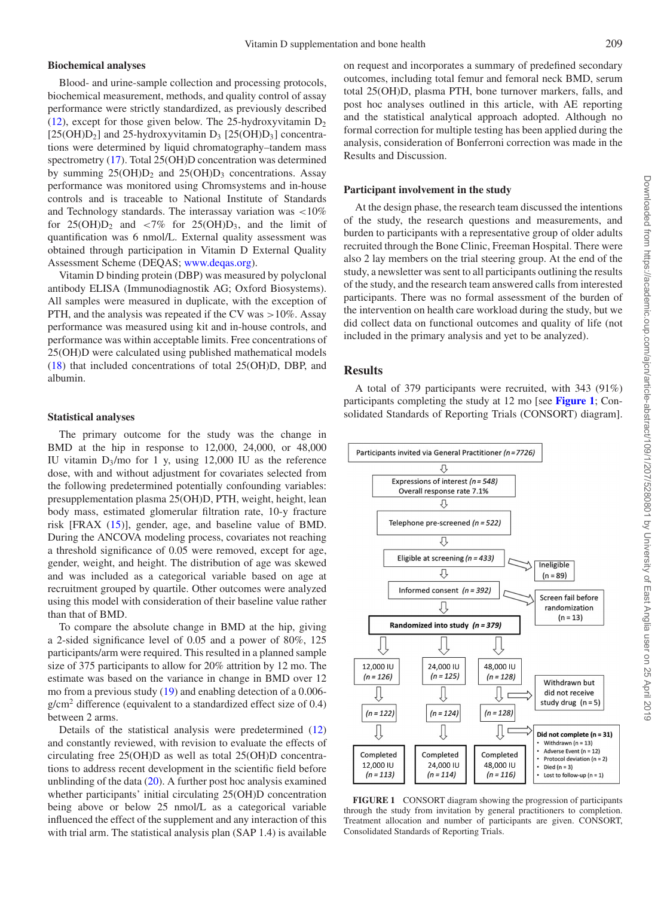### Biochemical analyses

Blood- and urine-sample collection and processing protocols, biochemical measurement, methods, and quality control of assay performance were strictly standardized, as previously described (12), except for those given below. The 25-hydroxyvitamin $D_2$ [25(OH)$D_2$] and 25-hydroxyvitamin $D_3$ [25(OH)$D_3$] concentrations were determined by liquid chromatography–tandem mass spectrometry (17). Total 25(OH)D concentration was determined by summing 25(OH)$D_2$ and 25(OH)$D_3$ concentrations. Assay performance was monitored using Chromsystems and in-house controls and is traceable to National Institute of Standards and Technology standards. The interassay variation was <10% for 25(OH)$D_2$ and <7% for 25(OH)$D_3$, and the limit of quantification was 6 nmol/L. External quality assessment was obtained through participation in Vitamin D External Quality Assessment Scheme (DEQAS; www.deqas.org).

Vitamin D binding protein (DBP) was measured by polyclonal antibody ELISA (Immunodiagnostik AG; Oxford Biosystems). All samples were measured in duplicate, with the exception of PTH, and the analysis was repeated if the CV was >10%. Assay performance was measured using kit and in-house controls, and performance was within acceptable limits. Free concentrations of 25(OH)D were calculated using published mathematical models (18) that included concentrations of total 25(OH)D, DBP, and albumin.

### Statistical analyses

The primary outcome for the study was the change in BMD at the hip in response to 12,000, 24,000, or 48,000 IU vitamin $D_3$/mo for 1 y, using 12,000 IU as the reference dose, with and without adjustment for covariates selected from the following predetermined potentially confounding variables: presupplementation plasma 25(OH)D, PTH, weight, height, lean body mass, estimated glomerular filtration rate, 10-y fracture risk [FRAX (15)], gender, age, and baseline value of BMD. During the ANCOVA modeling process, covariates not reaching a threshold significance of 0.05 were removed, except for age, gender, weight, and height. The distribution of age was skewed and was included as a categorical variable based on age at recruitment grouped by quartile. Other outcomes were analyzed using this model with consideration of their baseline value rather than that of BMD.

To compare the absolute change in BMD at the hip, giving a 2-sided significance level of 0.05 and a power of 80%, 125 participants/arm were required. This resulted in a planned sample size of 375 participants to allow for 20% attrition by 12 mo. The estimate was based on the variance in change in BMD over 12 mo from a previous study (19) and enabling detection of a 0.006-g/cm$^2$ difference (equivalent to a standardized effect size of 0.4) between 2 arms.

Details of the statistical analysis were predetermined (12) and constantly reviewed, with revision to evaluate the effects of circulating free 25(OH)D as well as total 25(OH)D concentrations to address recent development in the scientific field before unblinding of the data (20). A further post hoc analysis examined whether participants' initial circulating 25(OH)D concentration being above or below 25 nmol/L as a categorical variable influenced the effect of the supplement and any interaction of this with trial arm. The statistical analysis plan (SAP 1.4) is available on request and incorporates a summary of predefined secondary outcomes, including total femur and femoral neck BMD, serum total 25(OH)D, plasma PTH, bone turnover markers, falls, and post hoc analyses outlined in this article, with AE reporting and the statistical analytical approach adopted. Although no formal correction for multiple testing has been applied during the analysis, consideration of Bonferroni correction was made in the Results and Discussion.

### Participant involvement in the study

At the design phase, the research team discussed the intentions of the study, the research questions and measurements, and burden to participants with a representative group of older adults recruited through the Bone Clinic, Freeman Hospital. There were also 2 lay members on the trial steering group. At the end of the study, a newsletter was sent to all participants outlining the results of the study, and the research team answered calls from interested participants. There was no formal assessment of the burden of the intervention on health care workload during the study, but we did collect data on functional outcomes and quality of life (not included in the primary analysis and yet to be analyzed).

## Results

A total of 379 participants were recruited, with 343 (91%) participants completing the study at 12 mo [see **Figure 1**; Consolidated Standards of Reporting Trials (CONSORT) diagram].

Participants invited via General Practitioner (*n* = 7726)
→ Expressions of interest (*n* = 548), Overall response rate 7.1%
→ Telephone pre-screened (*n* = 522)
→ Eligible at screening (*n* = 433) → Ineligible (n = 89)
→ Informed consent (*n* = 392) → Screen fail before randomization (n = 13)
→ **Randomized into study (*n* = 379)**

| 12,000 IU (*n* = 126) | 24,000 IU (*n* = 125) | 48,000 IU (*n* = 128) |
|---|---|---|
| (*n* = 122) | (*n* = 124) | (*n* = 128) |
| Completed 12,000 IU (*n* = 113) | Completed 24,000 IU (*n* = 114) | Completed 48,000 IU (*n* = 116) |

Withdrawn but did not receive study drug (n = 5)

**Did not complete (n = 31)**
- Withdrawn (n = 13)
- Adverse Event (n = 12)
- Protocol deviation (n = 2)
- Died (n = 3)
- Lost to follow-up (n = 1)

**FIGURE 1** CONSORT diagram showing the progression of participants through the study from invitation by general practitioners to completion. Treatment allocation and number of participants are given. CONSORT, Consolidated Standards of Reporting Trials.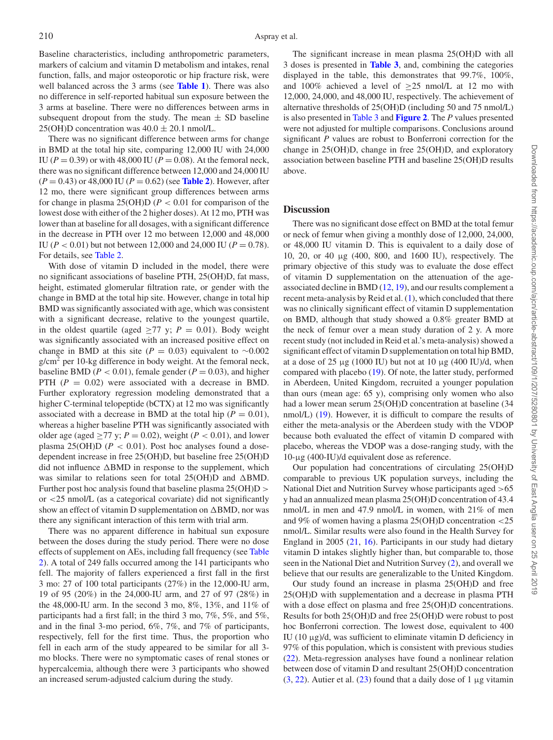Baseline characteristics, including anthropometric parameters, markers of calcium and vitamin D metabolism and intakes, renal function, falls, and major osteoporotic or hip fracture risk, were well balanced across the 3 arms (see **Table 1**). There was also no difference in self-reported habitual sun exposure between the 3 arms at baseline. There were no differences between arms in subsequent dropout from the study. The mean ± SD baseline 25(OH)D concentration was 40.0 ± 20.1 nmol/L.

There was no significant difference between arms for change in BMD at the total hip site, comparing 12,000 IU with 24,000 IU ($P = 0.39$) or with 48,000 IU ($P = 0.08$). At the femoral neck, there was no significant difference between 12,000 and 24,000 IU ($P = 0.43$) or 48,000 IU ($P = 0.62$) (see **Table 2**). However, after 12 mo, there were significant group differences between arms for change in plasma 25(OH)D ($P < 0.01$ for comparison of the lowest dose with either of the 2 higher doses). At 12 mo, PTH was lower than at baseline for all dosages, with a significant difference in the decrease in PTH over 12 mo between 12,000 and 48,000 IU ($P < 0.01$) but not between 12,000 and 24,000 IU ($P = 0.78$). For details, see Table 2.

With dose of vitamin D included in the model, there were no significant associations of baseline PTH, 25(OH)D, fat mass, height, estimated glomerular filtration rate, or gender with the change in BMD at the total hip site. However, change in total hip BMD was significantly associated with age, which was consistent with a significant decrease, relative to the youngest quartile, in the oldest quartile (aged ≥77 y; $P = 0.01$). Body weight was significantly associated with an increased positive effect on change in BMD at this site ($P = 0.03$) equivalent to ∼0.002 g/cm$^2$ per 10-kg difference in body weight. At the femoral neck, baseline BMD ($P < 0.01$), female gender ($P = 0.03$), and higher PTH ($P = 0.02$) were associated with a decrease in BMD. Further exploratory regression modeling demonstrated that a higher C-terminal telopeptide (bCTX) at 12 mo was significantly associated with a decrease in BMD at the total hip ($P = 0.01$), whereas a higher baseline PTH was significantly associated with older age (aged ≥77 y; $P = 0.02$), weight ($P < 0.01$), and lower plasma 25(OH)D ($P < 0.01$). Post hoc analyses found a dose-dependent increase in free 25(OH)D, but baseline free 25(OH)D did not influence ΔBMD in response to the supplement, which was similar to relations seen for total 25(OH)D and ΔBMD. Further post hoc analysis found that baseline plasma 25(OH)D > or <25 nmol/L (as a categorical covariate) did not significantly show an effect of vitamin D supplementation on ΔBMD, nor was there any significant interaction of this term with trial arm.

There was no apparent difference in habitual sun exposure between the doses during the study period. There were no dose effects of supplement on AEs, including fall frequency (see Table 2). A total of 249 falls occurred among the 141 participants who fell. The majority of fallers experienced a first fall in the first 3 mo: 27 of 100 total participants (27%) in the 12,000-IU arm, 19 of 95 (20%) in the 24,000-IU arm, and 27 of 97 (28%) in the 48,000-IU arm. In the second 3 mo, 8%, 13%, and 11% of participants had a first fall; in the third 3 mo, 7%, 5%, and 5%, and in the final 3-mo period, 6%, 7%, and 7% of participants, respectively, fell for the first time. Thus, the proportion who fell in each arm of the study appeared to be similar for all 3-mo blocks. There were no symptomatic cases of renal stones or hypercalcemia, although there were 3 participants who showed an increased serum-adjusted calcium during the study.

The significant increase in mean plasma 25(OH)D with all 3 doses is presented in **Table 3**, and, combining the categories displayed in the table, this demonstrates that 99.7%, 100%, and 100% achieved a level of ≥25 nmol/L at 12 mo with 12,000, 24,000, and 48,000 IU, respectively. The achievement of alternative thresholds of 25(OH)D (including 50 and 75 nmol/L) is also presented in Table 3 and **Figure 2**. The $P$ values presented were not adjusted for multiple comparisons. Conclusions around significant $P$ values are robust to Bonferroni correction for the change in 25(OH)D, change in free 25(OH)D, and exploratory association between baseline PTH and baseline 25(OH)D results above.

## Discussion

There was no significant dose effect on BMD at the total femur or neck of femur when giving a monthly dose of 12,000, 24,000, or 48,000 IU vitamin D. This is equivalent to a daily dose of 10, 20, or 40 μg (400, 800, and 1600 IU), respectively. The primary objective of this study was to evaluate the dose effect of vitamin D supplementation on the attenuation of the age-associated decline in BMD (12, 19), and our results complement a recent meta-analysis by Reid et al. (1), which concluded that there was no clinically significant effect of vitamin D supplementation on BMD, although that study showed a 0.8% greater BMD at the neck of femur over a mean study duration of 2 y. A more recent study (not included in Reid et al.'s meta-analysis) showed a significant effect of vitamin D supplementation on total hip BMD, at a dose of 25 μg (1000 IU) but not at 10 μg (400 IU)/d, when compared with placebo (19). Of note, the latter study, performed in Aberdeen, United Kingdom, recruited a younger population than ours (mean age: 65 y), comprising only women who also had a lower mean serum 25(OH)D concentration at baseline (34 nmol/L) (19). However, it is difficult to compare the results of either the meta-analysis or the Aberdeen study with the VDOP because both evaluated the effect of vitamin D compared with placebo, whereas the VDOP was a dose-ranging study, with the 10-μg (400-IU)/d equivalent dose as reference.

Our population had concentrations of circulating 25(OH)D comparable to previous UK population surveys, including the National Diet and Nutrition Survey whose participants aged >65 y had an annualized mean plasma 25(OH)D concentration of 43.4 nmol/L in men and 47.9 nmol/L in women, with 21% of men and 9% of women having a plasma 25(OH)D concentration <25 nmol/L. Similar results were also found in the Health Survey for England in 2005 (21, 16). Participants in our study had dietary vitamin D intakes slightly higher than, but comparable to, those seen in the National Diet and Nutrition Survey (2), and overall we believe that our results are generalizable to the United Kingdom.

Our study found an increase in plasma 25(OH)D and free 25(OH)D with supplementation and a decrease in plasma PTH with a dose effect on plasma and free 25(OH)D concentrations. Results for both 25(OH)D and free 25(OH)D were robust to post hoc Bonferroni correction. The lowest dose, equivalent to 400 IU (10 μg)/d, was sufficient to eliminate vitamin D deficiency in 97% of this population, which is consistent with previous studies (22). Meta-regression analyses have found a nonlinear relation between dose of vitamin D and resultant 25(OH)D concentration (3, 22). Autier et al. (23) found that a daily dose of 1 μg vitamin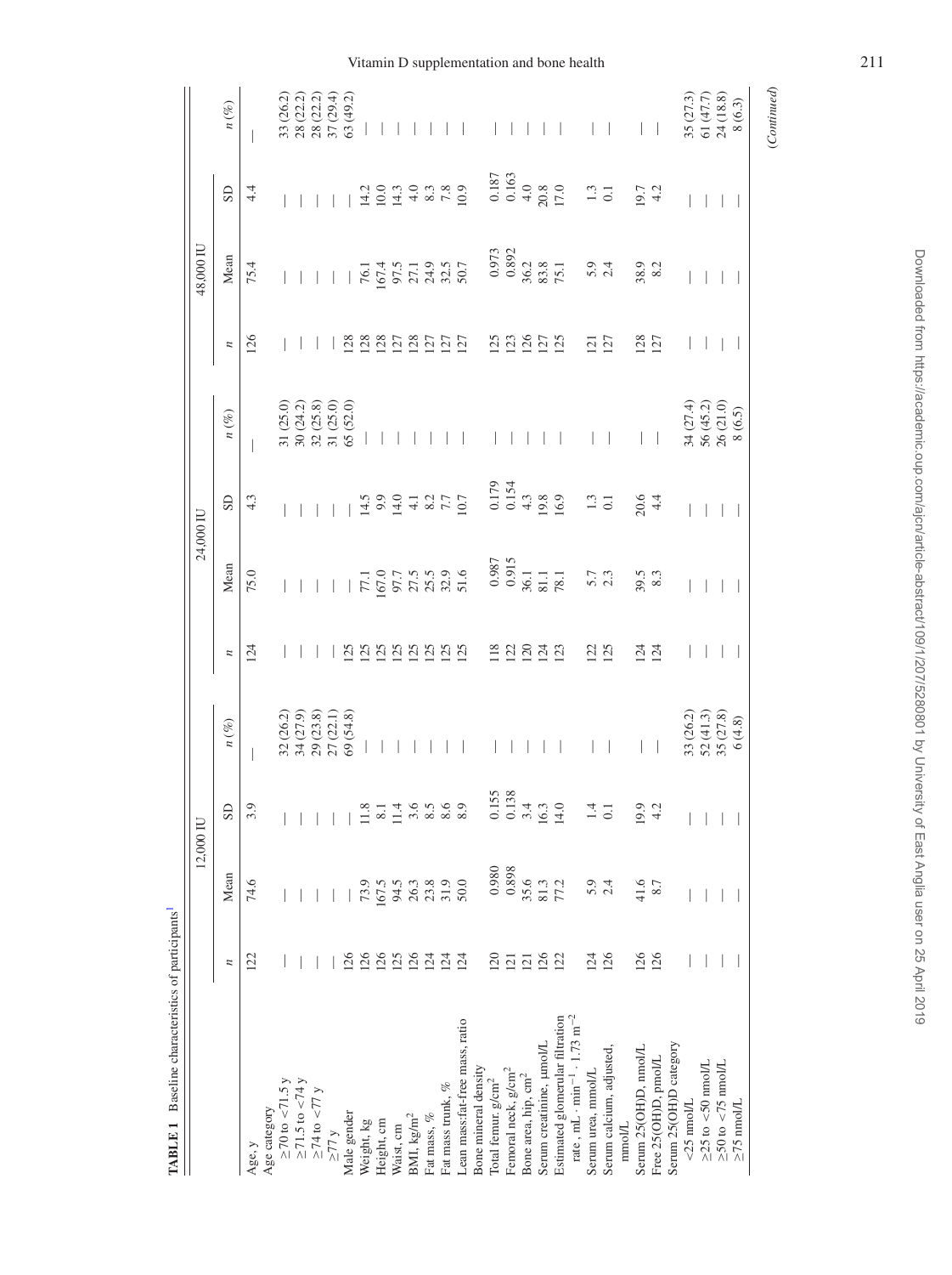**TABLE 1** Baseline characteristics of participants[1]

| | 12,000 IU | | | | 24,000 IU | | | | 48,000 IU | | | |
|---|---|---|---|---|---|---|---|---|---|---|---|---|
| | *n* | Mean | SD | *n* (%) | *n* | Mean | SD | *n* (%) | *n* | Mean | SD | *n* (%) |
| Age, y | 122 | 74.6 | 3.9 | — | 124 | 75.0 | 4.3 | — | 126 | 75.4 | 4.4 | — |
| Age category | | | | | | | | | | | | |
| ≥70 to <71.5 y | — | — | — | 32 (26.2) | — | — | — | 31 (25.0) | — | — | — | 33 (26.2) |
| ≥71.5 to <74 y | — | — | — | 34 (27.9) | — | — | — | 30 (24.2) | — | — | — | 28 (22.2) |
| ≥74 to <77 y | — | — | — | 29 (23.8) | — | — | — | 32 (25.8) | — | — | — | 28 (22.2) |
| ≥77 y | — | — | — | 27 (22.1) | — | — | — | 31 (25.0) | — | — | — | 37 (29.4) |
| Male gender | 126 | — | — | 69 (54.8) | 125 | — | — | 65 (52.0) | 128 | — | — | 63 (49.2) |
| Weight, kg | 126 | 73.9 | 11.8 | — | 125 | 77.1 | 14.5 | — | 128 | 76.1 | 14.2 | — |
| Height, cm | 126 | 167.5 | 8.1 | — | 125 | 167.0 | 9.9 | — | 128 | 167.4 | 10.0 | — |
| Waist, cm | 125 | 94.5 | 11.4 | — | 125 | 97.7 | 14.0 | — | 127 | 97.5 | 14.3 | — |
| BMI, kg/m$^2$ | 126 | 26.3 | 3.6 | — | 125 | 27.5 | 4.1 | — | 128 | 27.1 | 4.0 | — |
| Fat mass, % | 124 | 23.8 | 8.5 | — | 125 | 25.5 | 8.2 | — | 127 | 24.9 | 8.3 | — |
| Fat mass trunk, % | 124 | 31.9 | 8.6 | — | 125 | 32.9 | 7.7 | — | 127 | 32.5 | 7.8 | — |
| Lean mass:fat-free mass, ratio | 124 | 50.0 | 8.9 | — | 125 | 51.6 | 10.7 | — | 127 | 50.7 | 10.9 | — |
| Bone mineral density | | | | | | | | | | | | |
| Total femur, g/cm$^2$ | 120 | 0.980 | 0.155 | — | 118 | 0.987 | 0.179 | — | 125 | 0.973 | 0.187 | — |
| Femoral neck, g/cm$^2$ | 121 | 0.898 | 0.138 | — | 122 | 0.915 | 0.154 | — | 123 | 0.892 | 0.163 | — |
| Bone area, hip, cm$^2$ | 121 | 35.6 | 3.4 | — | 120 | 36.1 | 4.3 | — | 126 | 36.2 | 4.0 | — |
| Serum creatinine, μmol/L | 126 | 81.3 | 16.3 | — | 124 | 81.1 | 19.8 | — | 127 | 83.8 | 20.8 | — |
| Estimated glomerular filtration rate, mL · min$^{-1}$ · 1.73 m$^{-2}$ | 122 | 77.2 | 14.0 | — | 123 | 78.1 | 16.9 | — | 125 | 75.1 | 17.0 | — |
| Serum urea, mmol/L | 124 | 5.9 | 1.4 | — | 122 | 5.7 | 1.3 | — | 121 | 5.9 | 1.3 | — |
| Serum calcium, adjusted, mmol/L | 126 | 2.4 | 0.1 | — | 125 | 2.3 | 0.1 | — | 127 | 2.4 | 0.1 | — |
| Serum 25(OH)D, nmol/L | 126 | 41.6 | 19.9 | — | 124 | 39.5 | 20.6 | — | 128 | 38.9 | 19.7 | — |
| Free 25(OH)D, pmol/L | 126 | 8.7 | 4.2 | — | 124 | 8.3 | 4.4 | — | 127 | 8.2 | 4.2 | — |
| Serum 25(OH)D category | | | | | | | | | | | | |
| <25 nmol/L | — | — | — | 33 (26.2) | — | — | — | 34 (27.4) | — | — | — | 35 (27.3) |
| ≥25 to <50 nmol/L | — | — | — | 52 (41.3) | — | — | — | 56 (45.2) | — | — | — | 61 (47.7) |
| ≥50 to <75 nmol/L | — | — | — | 35 (27.8) | — | — | — | 26 (21.0) | — | — | — | 24 (18.8) |
| ≥75 nmol/L | — | — | — | 6 (4.8) | — | — | — | 8 (6.5) | — | — | — | 8 (6.3) |

*(Continued)*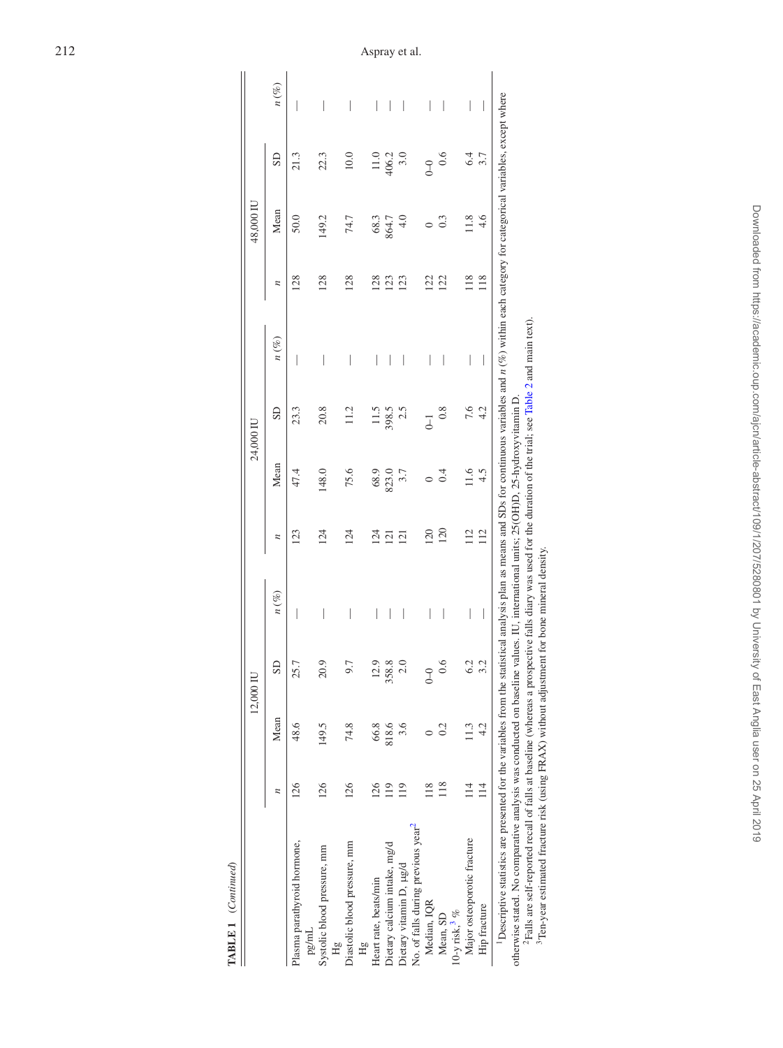**TABLE 1** (*Continued*)

| | 12,000 IU | | | | 24,000 IU | | | | 48,000 IU | | | |
|---|---|---|---|---|---|---|---|---|---|---|---|---|
| | *n* | Mean | SD | *n* (%) | *n* | Mean | SD | *n* (%) | *n* | Mean | SD | *n* (%) |
| Plasma parathyroid hormone, pg/mL | 126 | 48.6 | 25.7 | — | 123 | 47.4 | 23.3 | — | 128 | 50.0 | 21.3 | — |
| Systolic blood pressure, mm Hg | 126 | 149.5 | 20.9 | — | 124 | 148.0 | 20.8 | — | 128 | 149.2 | 22.3 | — |
| Diastolic blood pressure, mm Hg | 126 | 74.8 | 9.7 | — | 124 | 75.6 | 11.2 | — | 128 | 74.7 | 10.0 | — |
| Heart rate, beats/min | 126 | 66.8 | 12.9 | — | 124 | 68.9 | 11.5 | — | 128 | 68.3 | 11.0 | — |
| Dietary calcium intake, mg/d | 119 | 818.6 | 358.8 | — | 121 | 823.0 | 398.5 | — | 123 | 864.7 | 406.2 | — |
| Dietary vitamin D, µg/d | 119 | 3.6 | 2.0 | — | 121 | 3.7 | 2.5 | — | 123 | 4.0 | 3.0 | — |
| No. of falls during previous year[2] | | | | | | | | | | | | |
| Median, IQR | 118 | 0 | 0–0 | — | 120 | 0 | 0–1 | — | 122 | 0 | 0–0 | — |
| Mean, SD | 118 | 0.2 | 0.6 | — | 120 | 0.4 | 0.8 | — | 122 | 0.3 | 0.6 | — |
| 10-y risk,[3] % | | | | | | | | | | | | |
| Major osteoporotic fracture | 114 | 11.3 | 6.2 | — | 112 | 11.6 | 7.6 | — | 118 | 11.8 | 6.4 | — |
| Hip fracture | 114 | 4.2 | 3.2 | — | 112 | 4.5 | 4.2 | — | 118 | 4.6 | 3.7 | — |

[1]Descriptive statistics are presented for the variables from the statistical analysis plan as means and SDs for continuous variables and *n* (%) within each category for categorical variables, except where otherwise stated. No comparative analysis was conducted on baseline values. IU, international units; 25(OH)D, 25-hydroxyvitamin D.

[2]Falls are self-reported recall of falls at baseline (whereas a prospective falls diary was used for the duration of the trial; see Table 2 and main text).

[3]Ten-year estimated fracture risk (using FRAX) without adjustment for bone mineral density.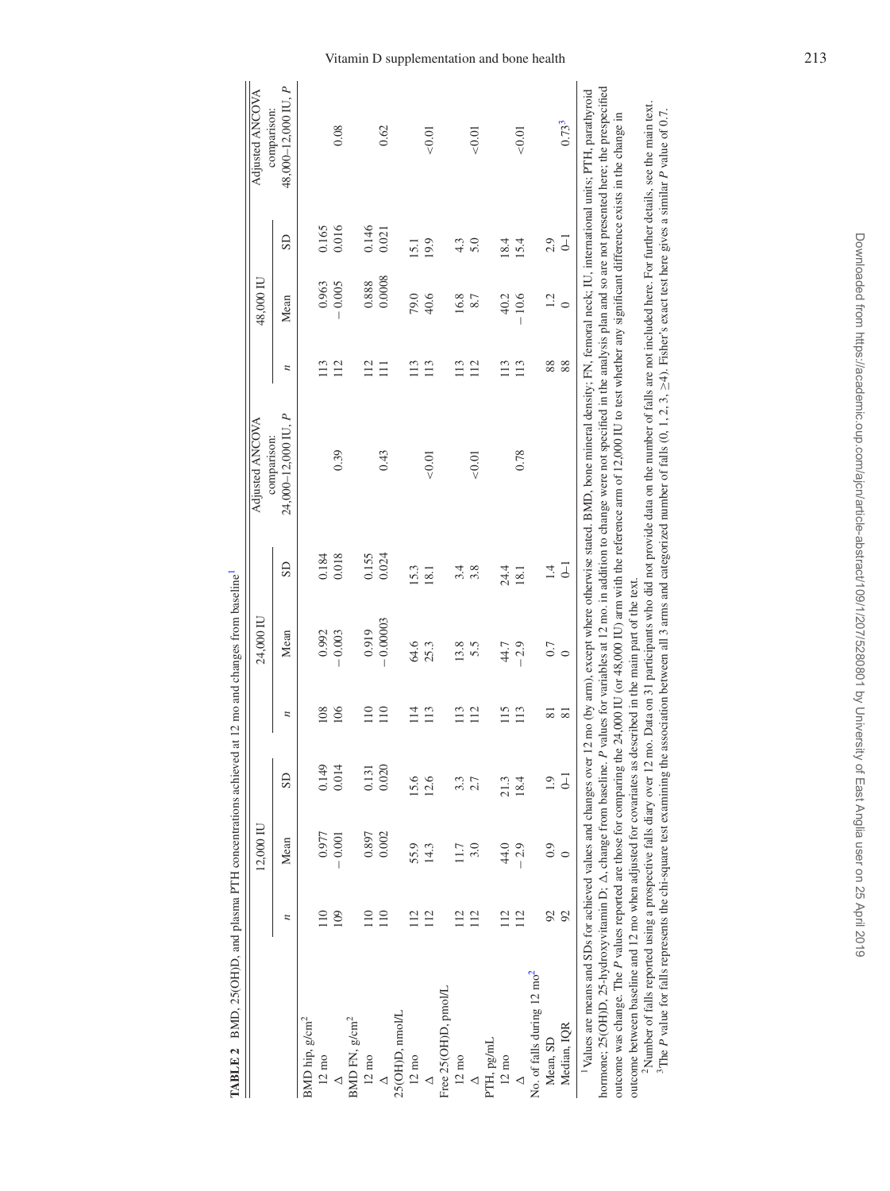**TABLE 2** BMD, 25(OH)D, and plasma PTH concentrations achieved at 12 mo and changes from baseline[1]

| | 12,000 IU | | | 24,000 IU | | | Adjusted ANCOVA comparison: 24,000–12,000 IU, *P* | 48,000 IU | | | Adjusted ANCOVA comparison: 48,000–12,000 IU, *P* |
|---|---|---|---|---|---|---|---|---|---|---|---|
| | *n* | Mean | SD | *n* | Mean | SD | | *n* | Mean | SD | |
| BMD hip, g/cm$^2$ | | | | | | | | | | | |
| 12 mo | 110 | 0.977 | 0.149 | 108 | 0.992 | 0.184 | | 113 | 0.963 | 0.165 | |
| Δ | 109 | −0.001 | 0.014 | 106 | −0.003 | 0.018 | 0.39 | 112 | −0.005 | 0.016 | 0.08 |
| BMD FN, g/cm$^2$ | | | | | | | | | | | |
| 12 mo | 110 | 0.897 | 0.131 | 110 | 0.919 | 0.155 | | 112 | 0.888 | 0.146 | |
| Δ | 110 | 0.002 | 0.020 | 110 | −0.00003 | 0.024 | 0.43 | 111 | 0.0008 | 0.021 | 0.62 |
| 25(OH)D, nmol/L | | | | | | | | | | | |
| 12 mo | 112 | 55.9 | 15.6 | 114 | 64.6 | 15.3 | | 113 | 79.0 | 15.1 | |
| Δ | 112 | 14.3 | 12.6 | 113 | 25.3 | 18.1 | <0.01 | 113 | 40.6 | 19.9 | <0.01 |
| Free 25(OH)D, pmol/L | | | | | | | | | | | |
| 12 mo | 112 | 11.7 | 3.3 | 113 | 13.8 | 3.4 | | 113 | 16.8 | 4.3 | |
| Δ | 112 | 3.0 | 2.7 | 112 | 5.5 | 3.8 | <0.01 | 112 | 8.7 | 5.0 | <0.01 |
| PTH, pg/mL | | | | | | | | | | | |
| 12 mo | 112 | 44.0 | 21.3 | 115 | 44.7 | 24.4 | | 113 | 40.2 | 18.4 | |
| Δ | 112 | −2.9 | 18.4 | 113 | −2.9 | 18.1 | 0.78 | 113 | −10.6 | 15.4 | <0.01 |
| No. of falls during 12 mo[2] | | | | | | | | | | | |
| Mean, SD | 92 | 0.9 | 1.9 | 81 | 0.7 | 1.4 | | 88 | 1.2 | 2.9 | |
| Median, IQR | 92 | 0 | 0–1 | 81 | 0 | 0–1 | | 88 | 0 | 0–1 | 0.73[3] |

[1]Values are means and SDs for achieved values and changes over 12 mo (by arm), except where otherwise stated. BMD, bone mineral density; FN, femoral neck; IU, international units; PTH, parathyroid hormone; 25(OH)D, 25-hydroxyvitamin D; Δ, change from baseline. *P* values for variables at 12 mo. in addition to change were not specified in the analysis plan and so are not presented here; the prespecified outcome was change. The *P* values reported are those for comparing the 24,000 IU (or 48,000 IU) arm with the reference arm of 12,000 IU to test whether any significant difference exists in the change in outcome between baseline and 12 mo when adjusted for covariates as described in the main part of the text.

[2]Number of falls reported using a prospective falls diary over 12 mo. Data on 31 participants who did not provide data on the number of falls are not included here. For further details, see the main text.

[3]The *P* value for falls represents the chi-square test examining the association between all 3 arms and categorized number of falls (0, 1, 2, 3, ≥4). Fisher's exact test here gives a similar *P* value of 0.7.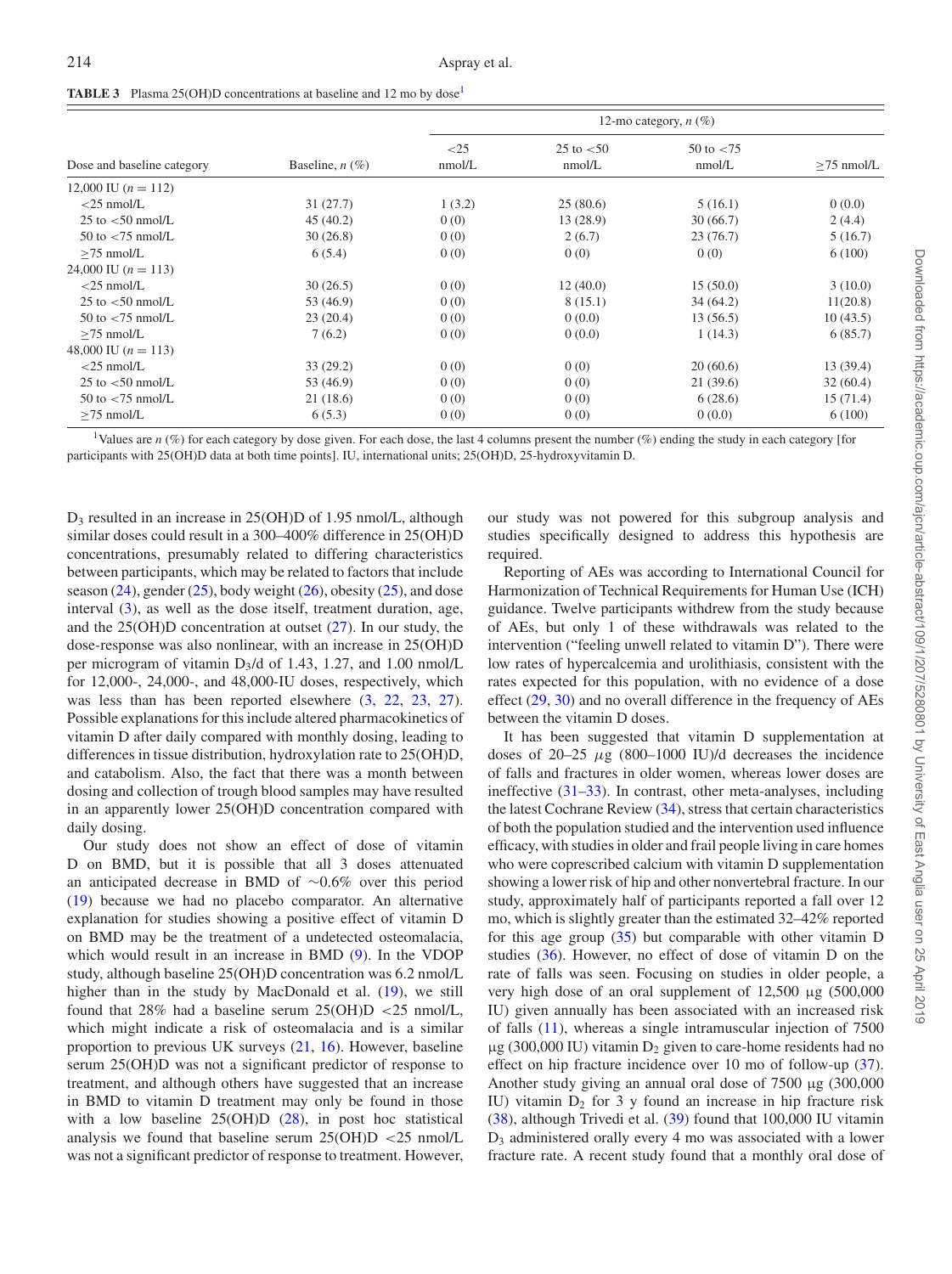**TABLE 3** Plasma 25(OH)D concentrations at baseline and 12 mo by dose[1]

| Dose and baseline category | Baseline, *n* (%) | 12-mo category, *n* (%) | | | |
|---|---|---|---|---|---|
| | | <25 nmol/L | 25 to <50 nmol/L | 50 to <75 nmol/L | ≥75 nmol/L |
| 12,000 IU (*n* = 112) | | | | | |
| <25 nmol/L | 31 (27.7) | 1 (3.2) | 25 (80.6) | 5 (16.1) | 0 (0.0) |
| 25 to <50 nmol/L | 45 (40.2) | 0 (0) | 13 (28.9) | 30 (66.7) | 2 (4.4) |
| 50 to <75 nmol/L | 30 (26.8) | 0 (0) | 2 (6.7) | 23 (76.7) | 5 (16.7) |
| ≥75 nmol/L | 6 (5.4) | 0 (0) | 0 (0) | 0 (0) | 6 (100) |
| 24,000 IU (*n* = 113) | | | | | |
| <25 nmol/L | 30 (26.5) | 0 (0) | 12 (40.0) | 15 (50.0) | 3 (10.0) |
| 25 to <50 nmol/L | 53 (46.9) | 0 (0) | 8 (15.1) | 34 (64.2) | 11(20.8) |
| 50 to <75 nmol/L | 23 (20.4) | 0 (0) | 0 (0.0) | 13 (56.5) | 10 (43.5) |
| ≥75 nmol/L | 7 (6.2) | 0 (0) | 0 (0.0) | 1 (14.3) | 6 (85.7) |
| 48,000 IU (*n* = 113) | | | | | |
| <25 nmol/L | 33 (29.2) | 0 (0) | 0 (0) | 20 (60.6) | 13 (39.4) |
| 25 to <50 nmol/L | 53 (46.9) | 0 (0) | 0 (0) | 21 (39.6) | 32 (60.4) |
| 50 to <75 nmol/L | 21 (18.6) | 0 (0) | 0 (0) | 6 (28.6) | 15 (71.4) |
| ≥75 nmol/L | 6 (5.3) | 0 (0) | 0 (0) | 0 (0.0) | 6 (100) |

[1]Values are *n* (%) for each category by dose given. For each dose, the last 4 columns present the number (%) ending the study in each category [for participants with 25(OH)D data at both time points]. IU, international units; 25(OH)D, 25-hydroxyvitamin D.

$D_3$ resulted in an increase in 25(OH)D of 1.95 nmol/L, although similar doses could result in a 300–400% difference in 25(OH)D concentrations, presumably related to differing characteristics between participants, which may be related to factors that include season (24), gender (25), body weight (26), obesity (25), and dose interval (3), as well as the dose itself, treatment duration, age, and the 25(OH)D concentration at outset (27). In our study, the dose-response was also nonlinear, with an increase in 25(OH)D per microgram of vitamin $D_3$/d of 1.43, 1.27, and 1.00 nmol/L for 12,000-, 24,000-, and 48,000-IU doses, respectively, which was less than has been reported elsewhere (3, 22, 23, 27). Possible explanations for this include altered pharmacokinetics of vitamin D after daily compared with monthly dosing, leading to differences in tissue distribution, hydroxylation rate to 25(OH)D, and catabolism. Also, the fact that there was a month between dosing and collection of trough blood samples may have resulted in an apparently lower 25(OH)D concentration compared with daily dosing.

Our study does not show an effect of dose of vitamin D on BMD, but it is possible that all 3 doses attenuated an anticipated decrease in BMD of ∼0.6% over this period (19) because we had no placebo comparator. An alternative explanation for studies showing a positive effect of vitamin D on BMD may be the treatment of a undetected osteomalacia, which would result in an increase in BMD (9). In the VDOP study, although baseline 25(OH)D concentration was 6.2 nmol/L higher than in the study by MacDonald et al. (19), we still found that 28% had a baseline serum 25(OH)D <25 nmol/L, which might indicate a risk of osteomalacia and is a similar proportion to previous UK surveys (21, 16). However, baseline serum 25(OH)D was not a significant predictor of response to treatment, and although others have suggested that an increase in BMD to vitamin D treatment may only be found in those with a low baseline 25(OH)D (28), in post hoc statistical analysis we found that baseline serum 25(OH)D <25 nmol/L was not a significant predictor of response to treatment. However, our study was not powered for this subgroup analysis and studies specifically designed to address this hypothesis are required.

Reporting of AEs was according to International Council for Harmonization of Technical Requirements for Human Use (ICH) guidance. Twelve participants withdrew from the study because of AEs, but only 1 of these withdrawals was related to the intervention ("feeling unwell related to vitamin D"). There were low rates of hypercalcemia and urolithiasis, consistent with the rates expected for this population, with no evidence of a dose effect (29, 30) and no overall difference in the frequency of AEs between the vitamin D doses.

It has been suggested that vitamin D supplementation at doses of 20–25 μg (800–1000 IU)/d decreases the incidence of falls and fractures in older women, whereas lower doses are ineffective (31–33). In contrast, other meta-analyses, including the latest Cochrane Review (34), stress that certain characteristics of both the population studied and the intervention used influence efficacy, with studies in older and frail people living in care homes who were coprescribed calcium with vitamin D supplementation showing a lower risk of hip and other nonvertebral fracture. In our study, approximately half of participants reported a fall over 12 mo, which is slightly greater than the estimated 32–42% reported for this age group (35) but comparable with other vitamin D studies (36). However, no effect of dose of vitamin D on the rate of falls was seen. Focusing on studies in older people, a very high dose of an oral supplement of 12,500 μg (500,000 IU) given annually has been associated with an increased risk of falls (11), whereas a single intramuscular injection of 7500 μg (300,000 IU) vitamin $D_2$ given to care-home residents had no effect on hip fracture incidence over 10 mo of follow-up (37). Another study giving an annual oral dose of 7500 μg (300,000 IU) vitamin $D_2$ for 3 y found an increase in hip fracture risk (38), although Trivedi et al. (39) found that 100,000 IU vitamin $D_3$ administered orally every 4 mo was associated with a lower fracture rate. A recent study found that a monthly oral dose of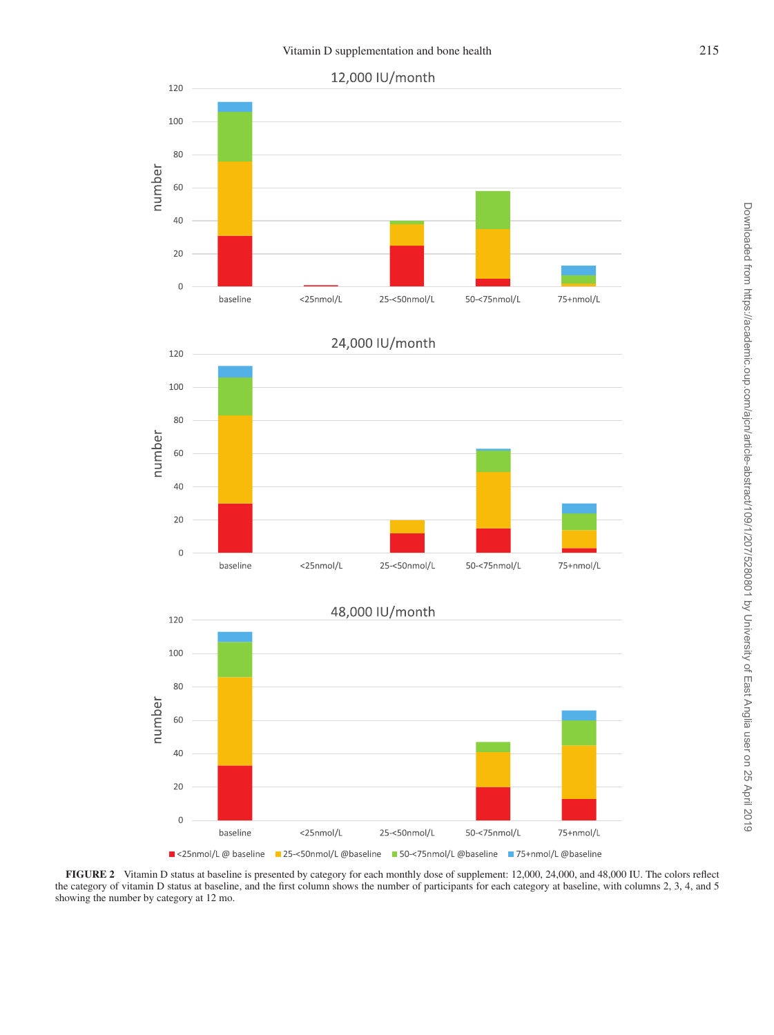**FIGURE 2** Vitamin D status at baseline is presented by category for each monthly dose of supplement: 12,000, 24,000, and 48,000 IU. The colors reflect the category of vitamin D status at baseline, and the first column shows the number of participants for each category at baseline, with columns 2, 3, 4, and 5 showing the number by category at 12 mo.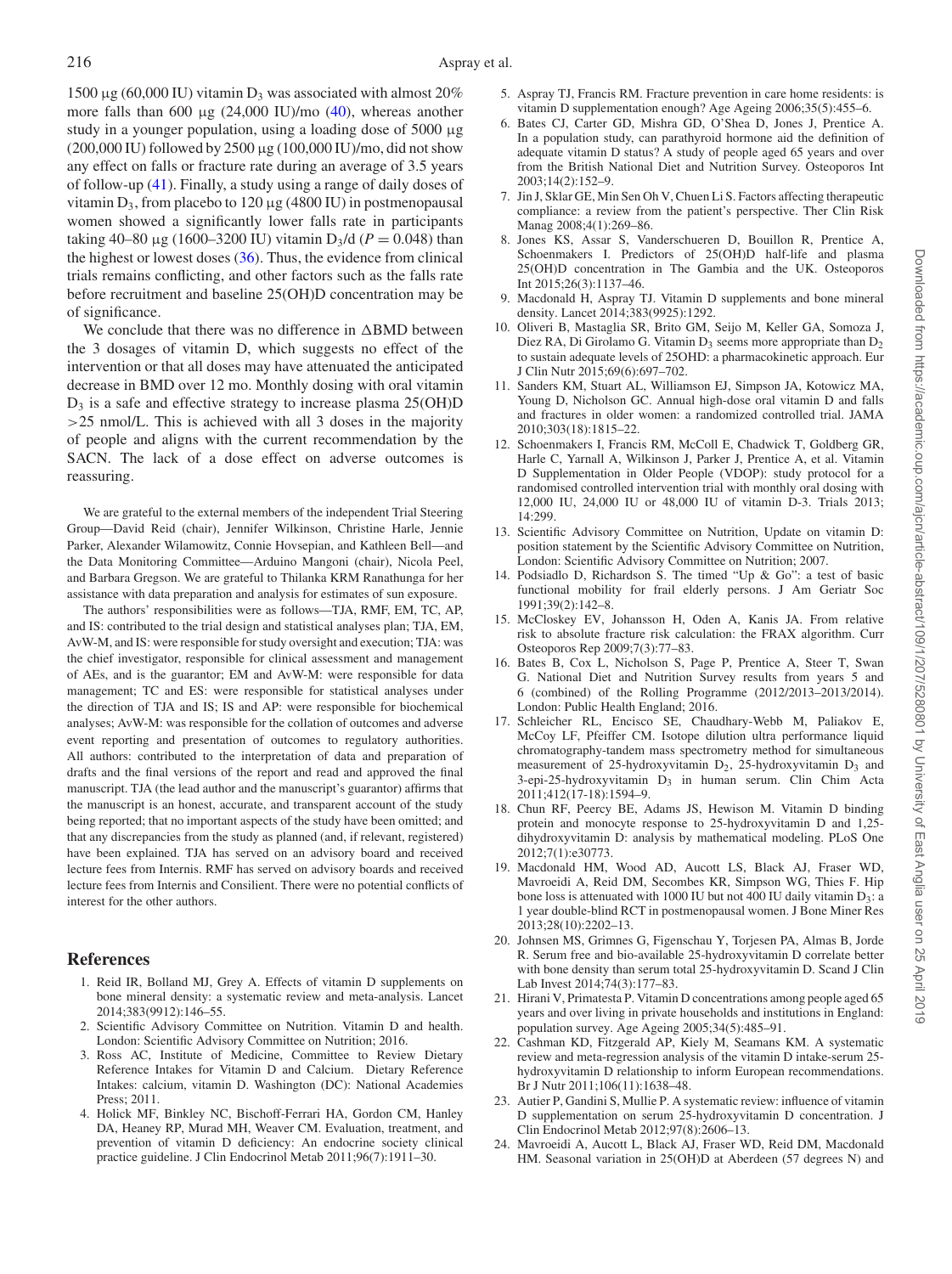1500 μg (60,000 IU) vitamin $D_3$ was associated with almost 20% more falls than 600 μg (24,000 IU)/mo (40), whereas another study in a younger population, using a loading dose of 5000 μg (200,000 IU) followed by 2500 μg (100,000 IU)/mo, did not show any effect on falls or fracture rate during an average of 3.5 years of follow-up (41). Finally, a study using a range of daily doses of vitamin $D_3$, from placebo to 120 μg (4800 IU) in postmenopausal women showed a significantly lower falls rate in participants taking 40–80 μg (1600–3200 IU) vitamin $D_3$/d ($P = 0.048$) than the highest or lowest doses (36). Thus, the evidence from clinical trials remains conflicting, and other factors such as the falls rate before recruitment and baseline 25(OH)D concentration may be of significance.

We conclude that there was no difference in ΔBMD between the 3 dosages of vitamin D, which suggests no effect of the intervention or that all doses may have attenuated the anticipated decrease in BMD over 12 mo. Monthly dosing with oral vitamin $D_3$ is a safe and effective strategy to increase plasma 25(OH)D >25 nmol/L. This is achieved with all 3 doses in the majority of people and aligns with the current recommendation by the SACN. The lack of a dose effect on adverse outcomes is reassuring.

We are grateful to the external members of the independent Trial Steering Group—David Reid (chair), Jennifer Wilkinson, Christine Harle, Jennie Parker, Alexander Wilamowitz, Connie Hovsepian, and Kathleen Bell—and the Data Monitoring Committee—Arduino Mangoni (chair), Nicola Peel, and Barbara Gregson. We are grateful to Thilanka KRM Ranathunga for her assistance with data preparation and analysis for estimates of sun exposure.

The authors' responsibilities were as follows—TJA, RMF, EM, TC, AP, and IS: contributed to the trial design and statistical analyses plan; TJA, EM, AvW-M, and IS: were responsible for study oversight and execution; TJA: was the chief investigator, responsible for clinical assessment and management of AEs, and is the guarantor; EM and AvW-M: were responsible for data management; TC and ES: were responsible for statistical analyses under the direction of TJA and IS; IS and AP: were responsible for biochemical analyses; AvW-M: was responsible for the collation of outcomes and adverse event reporting and presentation of outcomes to regulatory authorities. All authors: contributed to the interpretation of data and preparation of drafts and the final versions of the report and read and approved the final manuscript. TJA (the lead author and the manuscript's guarantor) affirms that the manuscript is an honest, accurate, and transparent account of the study being reported; that no important aspects of the study have been omitted; and that any discrepancies from the study as planned (and, if relevant, registered) have been explained. TJA has served on an advisory board and received lecture fees from Internis. RMF has served on advisory boards and received lecture fees from Internis and Consilient. There were no potential conflicts of interest for the other authors.

## References

1. Reid IR, Bolland MJ, Grey A. Effects of vitamin D supplements on bone mineral density: a systematic review and meta-analysis. Lancet 2014;383(9912):146–55.
2. Scientific Advisory Committee on Nutrition. Vitamin D and health. London: Scientific Advisory Committee on Nutrition; 2016.
3. Ross AC, Institute of Medicine, Committee to Review Dietary Reference Intakes for Vitamin D and Calcium. Dietary Reference Intakes: calcium, vitamin D. Washington (DC): National Academies Press; 2011.
4. Holick MF, Binkley NC, Bischoff-Ferrari HA, Gordon CM, Hanley DA, Heaney RP, Murad MH, Weaver CM. Evaluation, treatment, and prevention of vitamin D deficiency: An endocrine society clinical practice guideline. J Clin Endocrinol Metab 2011;96(7):1911–30.
5. Aspray TJ, Francis RM. Fracture prevention in care home residents: is vitamin D supplementation enough? Age Ageing 2006;35(5):455–6.
6. Bates CJ, Carter GD, Mishra GD, O'Shea D, Jones J, Prentice A. In a population study, can parathyroid hormone aid the definition of adequate vitamin D status? A study of people aged 65 years and over from the British National Diet and Nutrition Survey. Osteoporos Int 2003;14(2):152–9.
7. Jin J, Sklar GE, Min Sen Oh V, Chuen Li S. Factors affecting therapeutic compliance: a review from the patient's perspective. Ther Clin Risk Manag 2008;4(1):269–86.
8. Jones KS, Assar S, Vanderschueren D, Bouillon R, Prentice A, Schoenmakers I. Predictors of 25(OH)D half-life and plasma 25(OH)D concentration in The Gambia and the UK. Osteoporos Int 2015;26(3):1137–46.
9. Macdonald H, Aspray TJ. Vitamin D supplements and bone mineral density. Lancet 2014;383(9925):1292.
10. Oliveri B, Mastaglia SR, Brito GM, Seijo M, Keller GA, Somoza J, Diez RA, Di Girolamo G. Vitamin $D_3$ seems more appropriate than $D_2$ to sustain adequate levels of 25OHD: a pharmacokinetic approach. Eur J Clin Nutr 2015;69(6):697–702.
11. Sanders KM, Stuart AL, Williamson EJ, Simpson JA, Kotowicz MA, Young D, Nicholson GC. Annual high-dose oral vitamin D and falls and fractures in older women: a randomized controlled trial. JAMA 2010;303(18):1815–22.
12. Schoenmakers I, Francis RM, McColl E, Chadwick T, Goldberg GR, Harle C, Yarnall A, Wilkinson J, Parker J, Prentice A, et al. Vitamin D Supplementation in Older People (VDOP): study protocol for a randomised controlled intervention trial with monthly oral dosing with 12,000 IU, 24,000 IU or 48,000 IU of vitamin D-3. Trials 2013; 14:299.
13. Scientific Advisory Committee on Nutrition, Update on vitamin D: position statement by the Scientific Advisory Committee on Nutrition, London: Scientific Advisory Committee on Nutrition; 2007.
14. Podsiadlo D, Richardson S. The timed "Up & Go": a test of basic functional mobility for frail elderly persons. J Am Geriatr Soc 1991;39(2):142–8.
15. McCloskey EV, Johansson H, Oden A, Kanis JA. From relative risk to absolute fracture risk calculation: the FRAX algorithm. Curr Osteoporos Rep 2009;7(3):77–83.
16. Bates B, Cox L, Nicholson S, Page P, Prentice A, Steer T, Swan G. National Diet and Nutrition Survey results from years 5 and 6 (combined) of the Rolling Programme (2012/2013–2013/2014). London: Public Health England; 2016.
17. Schleicher RL, Encisco SE, Chaudhary-Webb M, Paliakov E, McCoy LF, Pfeiffer CM. Isotope dilution ultra performance liquid chromatography-tandem mass spectrometry method for simultaneous measurement of 25-hydroxyvitamin $D_2$, 25-hydroxyvitamin $D_3$ and 3-epi-25-hydroxyvitamin $D_3$ in human serum. Clin Chim Acta 2011;412(17-18):1594–9.
18. Chun RF, Peercy BE, Adams JS, Hewison M. Vitamin D binding protein and monocyte response to 25-hydroxyvitamin D and 1,25-dihydroxyvitamin D: analysis by mathematical modeling. PLoS One 2012;7(1):e30773.
19. Macdonald HM, Wood AD, Aucott LS, Black AJ, Fraser WD, Mavroeidi A, Reid DM, Secombes KR, Simpson WG, Thies F. Hip bone loss is attenuated with 1000 IU but not 400 IU daily vitamin $D_3$: a 1 year double-blind RCT in postmenopausal women. J Bone Miner Res 2013;28(10):2202–13.
20. Johnsen MS, Grimnes G, Figenschau Y, Torjesen PA, Almas B, Jorde R. Serum free and bio-available 25-hydroxyvitamin D correlate better with bone density than serum total 25-hydroxyvitamin D. Scand J Clin Lab Invest 2014;74(3):177–83.
21. Hirani V, Primatesta P. Vitamin D concentrations among people aged 65 years and over living in private households and institutions in England: population survey. Age Ageing 2005;34(5):485–91.
22. Cashman KD, Fitzgerald AP, Kiely M, Seamans KM. A systematic review and meta-regression analysis of the vitamin D intake-serum 25-hydroxyvitamin D relationship to inform European recommendations. Br J Nutr 2011;106(11):1638–48.
23. Autier P, Gandini S, Mullie P. A systematic review: influence of vitamin D supplementation on serum 25-hydroxyvitamin D concentration. J Clin Endocrinol Metab 2012;97(8):2606–13.
24. Mavroeidi A, Aucott L, Black AJ, Fraser WD, Reid DM, Macdonald HM. Seasonal variation in 25(OH)D at Aberdeen (57 degrees N) and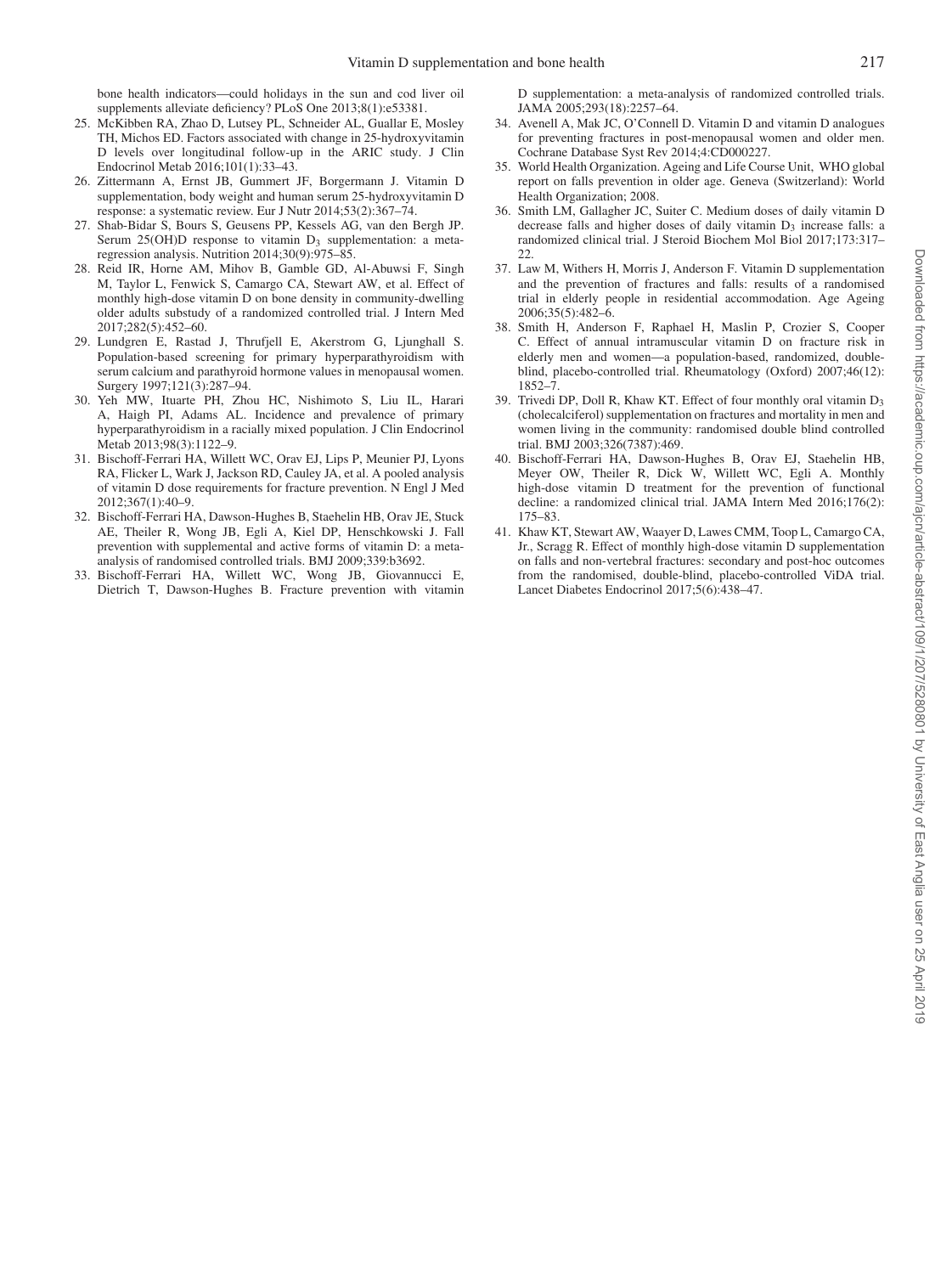bone health indicators—could holidays in the sun and cod liver oil supplements alleviate deficiency? PLoS One 2013;8(1):e53381.

25. McKibben RA, Zhao D, Lutsey PL, Schneider AL, Guallar E, Mosley TH, Michos ED. Factors associated with change in 25-hydroxyvitamin D levels over longitudinal follow-up in the ARIC study. J Clin Endocrinol Metab 2016;101(1):33–43.
26. Zittermann A, Ernst JB, Gummert JF, Borgermann J. Vitamin D supplementation, body weight and human serum 25-hydroxyvitamin D response: a systematic review. Eur J Nutr 2014;53(2):367–74.
27. Shab-Bidar S, Bours S, Geusens PP, Kessels AG, van den Bergh JP. Serum 25(OH)D response to vitamin $D_3$ supplementation: a meta-regression analysis. Nutrition 2014;30(9):975–85.
28. Reid IR, Horne AM, Mihov B, Gamble GD, Al-Abuwsi F, Singh M, Taylor L, Fenwick S, Camargo CA, Stewart AW, et al. Effect of monthly high-dose vitamin D on bone density in community-dwelling older adults substudy of a randomized controlled trial. J Intern Med 2017;282(5):452–60.
29. Lundgren E, Rastad J, Thrufjell E, Akerstrom G, Ljunghall S. Population-based screening for primary hyperparathyroidism with serum calcium and parathyroid hormone values in menopausal women. Surgery 1997;121(3):287–94.
30. Yeh MW, Ituarte PH, Zhou HC, Nishimoto S, Liu IL, Harari A, Haigh PI, Adams AL. Incidence and prevalence of primary hyperparathyroidism in a racially mixed population. J Clin Endocrinol Metab 2013;98(3):1122–9.
31. Bischoff-Ferrari HA, Willett WC, Orav EJ, Lips P, Meunier PJ, Lyons RA, Flicker L, Wark J, Jackson RD, Cauley JA, et al. A pooled analysis of vitamin D dose requirements for fracture prevention. N Engl J Med 2012;367(1):40–9.
32. Bischoff-Ferrari HA, Dawson-Hughes B, Staehelin HB, Orav JE, Stuck AE, Theiler R, Wong JB, Egli A, Kiel DP, Henschkowski J. Fall prevention with supplemental and active forms of vitamin D: a meta-analysis of randomised controlled trials. BMJ 2009;339:b3692.
33. Bischoff-Ferrari HA, Willett WC, Wong JB, Giovannucci E, Dietrich T, Dawson-Hughes B. Fracture prevention with vitamin D supplementation: a meta-analysis of randomized controlled trials. JAMA 2005;293(18):2257–64.
34. Avenell A, Mak JC, O'Connell D. Vitamin D and vitamin D analogues for preventing fractures in post-menopausal women and older men. Cochrane Database Syst Rev 2014;4:CD000227.
35. World Health Organization. Ageing and Life Course Unit, WHO global report on falls prevention in older age. Geneva (Switzerland): World Health Organization; 2008.
36. Smith LM, Gallagher JC, Suiter C. Medium doses of daily vitamin D decrease falls and higher doses of daily vitamin $D_3$ increase falls: a randomized clinical trial. J Steroid Biochem Mol Biol 2017;173:317–22.
37. Law M, Withers H, Morris J, Anderson F. Vitamin D supplementation and the prevention of fractures and falls: results of a randomised trial in elderly people in residential accommodation. Age Ageing 2006;35(5):482–6.
38. Smith H, Anderson F, Raphael H, Maslin P, Crozier S, Cooper C. Effect of annual intramuscular vitamin D on fracture risk in elderly men and women—a population-based, randomized, double-blind, placebo-controlled trial. Rheumatology (Oxford) 2007;46(12):1852–7.
39. Trivedi DP, Doll R, Khaw KT. Effect of four monthly oral vitamin $D_3$ (cholecalciferol) supplementation on fractures and mortality in men and women living in the community: randomised double blind controlled trial. BMJ 2003;326(7387):469.
40. Bischoff-Ferrari HA, Dawson-Hughes B, Orav EJ, Staehelin HB, Meyer OW, Theiler R, Dick W, Willett WC, Egli A. Monthly high-dose vitamin D treatment for the prevention of functional decline: a randomized clinical trial. JAMA Intern Med 2016;176(2):175–83.
41. Khaw KT, Stewart AW, Waayer D, Lawes CMM, Toop L, Camargo CA, Jr., Scragg R. Effect of monthly high-dose vitamin D supplementation on falls and non-vertebral fractures: secondary and post-hoc outcomes from the randomised, double-blind, placebo-controlled ViDA trial. Lancet Diabetes Endocrinol 2017;5(6):438–47.